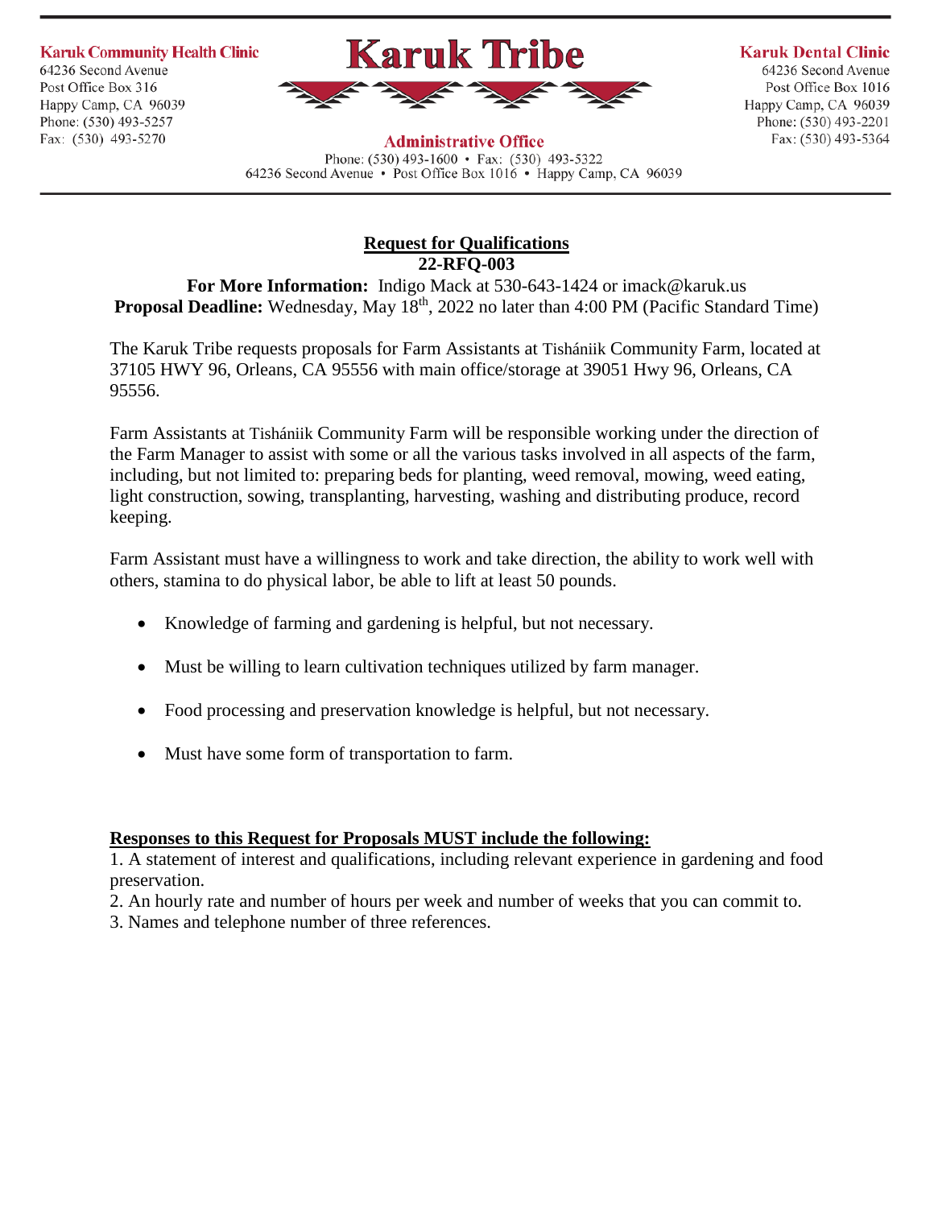**Karuk Community Health Clinic**
64236 Second Avenue
Post Office Box 316
Happy Camp, CA 96039
Phone: (530) 493-5257
Fax: (530) 493-5270

# Karuk Tribe

**Administrative Office**
Phone: (530) 493-1600 • Fax: (530) 493-5322
64236 Second Avenue • Post Office Box 1016 • Happy Camp, CA 96039

**Karuk Dental Clinic**
64236 Second Avenue
Post Office Box 1016
Happy Camp, CA 96039
Phone: (530) 493-2201
Fax: (530) 493-5364

## Request for Qualifications

**22-RFQ-003**

**For More Information:** Indigo Mack at 530-643-1424 or imack@karuk.us
**Proposal Deadline:** Wednesday, May 18th, 2022 no later than 4:00 PM (Pacific Standard Time)

The Karuk Tribe requests proposals for Farm Assistants at Tishániik Community Farm, located at 37105 HWY 96, Orleans, CA 95556 with main office/storage at 39051 Hwy 96, Orleans, CA 95556.

Farm Assistants at Tishániik Community Farm will be responsible working under the direction of the Farm Manager to assist with some or all the various tasks involved in all aspects of the farm, including, but not limited to: preparing beds for planting, weed removal, mowing, weed eating, light construction, sowing, transplanting, harvesting, washing and distributing produce, record keeping.

Farm Assistant must have a willingness to work and take direction, the ability to work well with others, stamina to do physical labor, be able to lift at least 50 pounds.

- Knowledge of farming and gardening is helpful, but not necessary.
- Must be willing to learn cultivation techniques utilized by farm manager.
- Food processing and preservation knowledge is helpful, but not necessary.
- Must have some form of transportation to farm.

**Responses to this Request for Proposals MUST include the following:**

1. A statement of interest and qualifications, including relevant experience in gardening and food preservation.
2. An hourly rate and number of hours per week and number of weeks that you can commit to.
3. Names and telephone number of three references.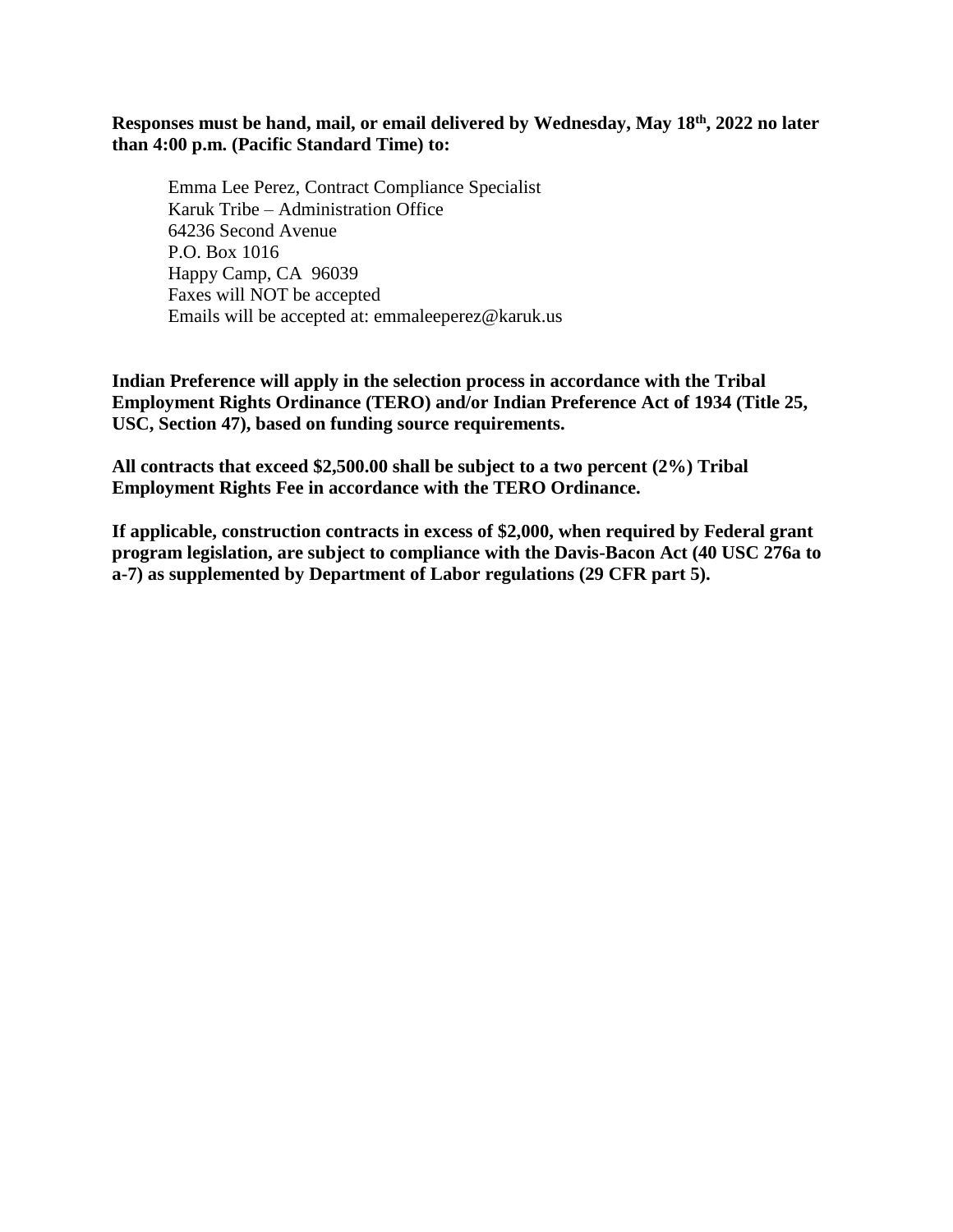**Responses must be hand, mail, or email delivered by Wednesday, May 18th, 2022 no later than 4:00 p.m. (Pacific Standard Time) to:**

Emma Lee Perez, Contract Compliance Specialist
Karuk Tribe – Administration Office
64236 Second Avenue
P.O. Box 1016
Happy Camp, CA 96039
Faxes will NOT be accepted
Emails will be accepted at: emmaleeperez@karuk.us

**Indian Preference will apply in the selection process in accordance with the Tribal Employment Rights Ordinance (TERO) and/or Indian Preference Act of 1934 (Title 25, USC, Section 47), based on funding source requirements.**

**All contracts that exceed $2,500.00 shall be subject to a two percent (2%) Tribal Employment Rights Fee in accordance with the TERO Ordinance.**

**If applicable, construction contracts in excess of $2,000, when required by Federal grant program legislation, are subject to compliance with the Davis-Bacon Act (40 USC 276a to a-7) as supplemented by Department of Labor regulations (29 CFR part 5).**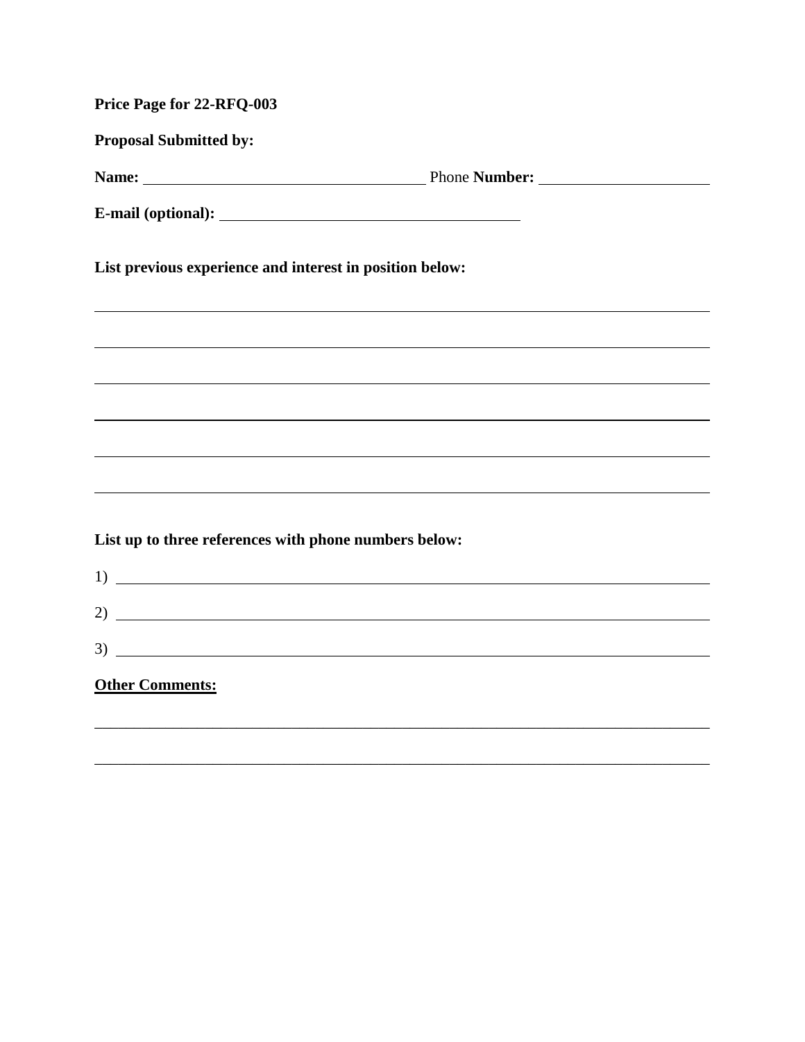**Price Page for 22-RFQ-003**

**Proposal Submitted by:**

**Name:** ______________________________ Phone **Number:** ____________________

**E-mail (optional):** ________________________________

**List previous experience and interest in position below:**

_______________________________________________________________________________

_______________________________________________________________________________

_______________________________________________________________________________

_______________________________________________________________________________

_______________________________________________________________________________

_______________________________________________________________________________

**List up to three references with phone numbers below:**

1) ____________________________________________________________________________

2) ____________________________________________________________________________

3) ____________________________________________________________________________

**<u>Other Comments:</u>**

_______________________________________________________________________________

_______________________________________________________________________________